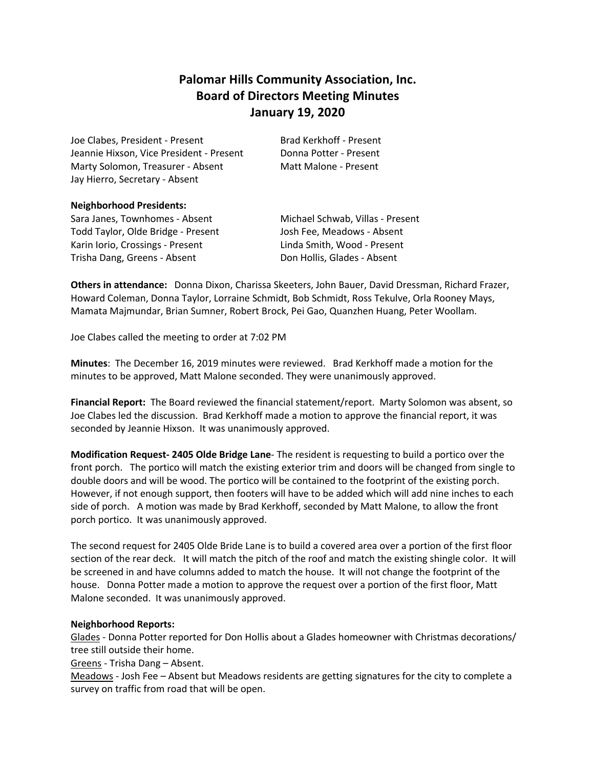# Palomar Hills Community Association, Inc.
# Board of Directors Meeting Minutes
# January 19, 2020

Joe Clabes, President - Present
Jeannie Hixson, Vice President - Present
Marty Solomon, Treasurer - Absent
Jay Hierro, Secretary - Absent
Brad Kerkhoff - Present
Donna Potter - Present
Matt Malone - Present

**Neighborhood Presidents:**

Sara Janes, Townhomes - Absent
Todd Taylor, Olde Bridge - Present
Karin Iorio, Crossings - Present
Trisha Dang, Greens - Absent
Michael Schwab, Villas - Present
Josh Fee, Meadows - Absent
Linda Smith, Wood - Present
Don Hollis, Glades - Absent

**Others in attendance:** Donna Dixon, Charissa Skeeters, John Bauer, David Dressman, Richard Frazer, Howard Coleman, Donna Taylor, Lorraine Schmidt, Bob Schmidt, Ross Tekulve, Orla Rooney Mays, Mamata Majmundar, Brian Sumner, Robert Brock, Pei Gao, Quanzhen Huang, Peter Woollam.

Joe Clabes called the meeting to order at 7:02 PM

**Minutes**: The December 16, 2019 minutes were reviewed. Brad Kerkhoff made a motion for the minutes to be approved, Matt Malone seconded. They were unanimously approved.

**Financial Report:** The Board reviewed the financial statement/report. Marty Solomon was absent, so Joe Clabes led the discussion. Brad Kerkhoff made a motion to approve the financial report, it was seconded by Jeannie Hixson. It was unanimously approved.

**Modification Request- 2405 Olde Bridge Lane**- The resident is requesting to build a portico over the front porch. The portico will match the existing exterior trim and doors will be changed from single to double doors and will be wood. The portico will be contained to the footprint of the existing porch. However, if not enough support, then footers will have to be added which will add nine inches to each side of porch. A motion was made by Brad Kerkhoff, seconded by Matt Malone, to allow the front porch portico. It was unanimously approved.

The second request for 2405 Olde Bride Lane is to build a covered area over a portion of the first floor section of the rear deck. It will match the pitch of the roof and match the existing shingle color. It will be screened in and have columns added to match the house. It will not change the footprint of the house. Donna Potter made a motion to approve the request over a portion of the first floor, Matt Malone seconded. It was unanimously approved.

**Neighborhood Reports:**

Glades - Donna Potter reported for Don Hollis about a Glades homeowner with Christmas decorations/ tree still outside their home.

Greens - Trisha Dang – Absent.

Meadows - Josh Fee – Absent but Meadows residents are getting signatures for the city to complete a survey on traffic from road that will be open.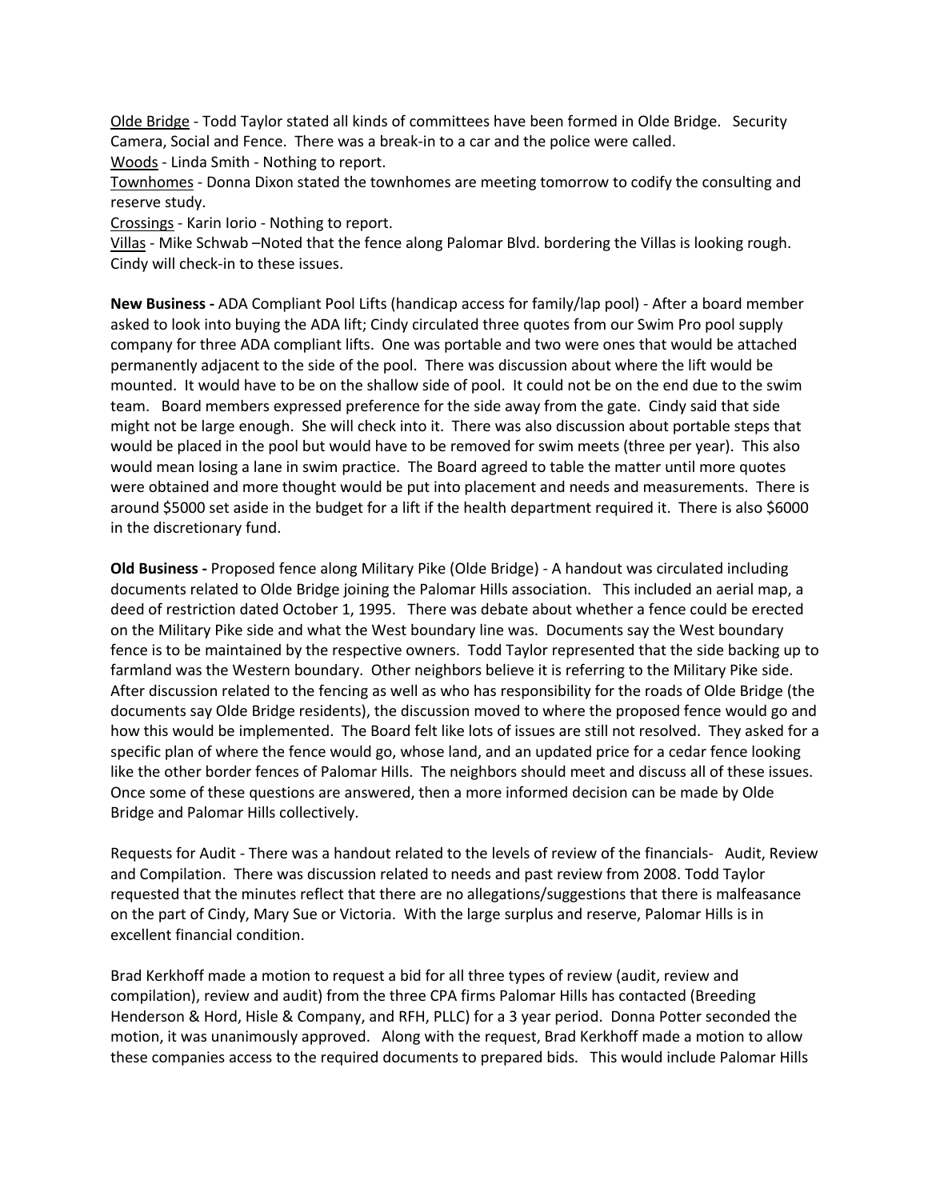Olde Bridge - Todd Taylor stated all kinds of committees have been formed in Olde Bridge. Security Camera, Social and Fence. There was a break-in to a car and the police were called.
Woods - Linda Smith - Nothing to report.
Townhomes - Donna Dixon stated the townhomes are meeting tomorrow to codify the consulting and reserve study.
Crossings - Karin Iorio - Nothing to report.
Villas - Mike Schwab –Noted that the fence along Palomar Blvd. bordering the Villas is looking rough. Cindy will check-in to these issues.

**New Business -** ADA Compliant Pool Lifts (handicap access for family/lap pool) - After a board member asked to look into buying the ADA lift; Cindy circulated three quotes from our Swim Pro pool supply company for three ADA compliant lifts. One was portable and two were ones that would be attached permanently adjacent to the side of the pool. There was discussion about where the lift would be mounted. It would have to be on the shallow side of pool. It could not be on the end due to the swim team. Board members expressed preference for the side away from the gate. Cindy said that side might not be large enough. She will check into it. There was also discussion about portable steps that would be placed in the pool but would have to be removed for swim meets (three per year). This also would mean losing a lane in swim practice. The Board agreed to table the matter until more quotes were obtained and more thought would be put into placement and needs and measurements. There is around $5000 set aside in the budget for a lift if the health department required it. There is also $6000 in the discretionary fund.

**Old Business -** Proposed fence along Military Pike (Olde Bridge) - A handout was circulated including documents related to Olde Bridge joining the Palomar Hills association. This included an aerial map, a deed of restriction dated October 1, 1995. There was debate about whether a fence could be erected on the Military Pike side and what the West boundary line was. Documents say the West boundary fence is to be maintained by the respective owners. Todd Taylor represented that the side backing up to farmland was the Western boundary. Other neighbors believe it is referring to the Military Pike side. After discussion related to the fencing as well as who has responsibility for the roads of Olde Bridge (the documents say Olde Bridge residents), the discussion moved to where the proposed fence would go and how this would be implemented. The Board felt like lots of issues are still not resolved. They asked for a specific plan of where the fence would go, whose land, and an updated price for a cedar fence looking like the other border fences of Palomar Hills. The neighbors should meet and discuss all of these issues. Once some of these questions are answered, then a more informed decision can be made by Olde Bridge and Palomar Hills collectively.

Requests for Audit - There was a handout related to the levels of review of the financials- Audit, Review and Compilation. There was discussion related to needs and past review from 2008. Todd Taylor requested that the minutes reflect that there are no allegations/suggestions that there is malfeasance on the part of Cindy, Mary Sue or Victoria. With the large surplus and reserve, Palomar Hills is in excellent financial condition.

Brad Kerkhoff made a motion to request a bid for all three types of review (audit, review and compilation), review and audit) from the three CPA firms Palomar Hills has contacted (Breeding Henderson & Hord, Hisle & Company, and RFH, PLLC) for a 3 year period. Donna Potter seconded the motion, it was unanimously approved. Along with the request, Brad Kerkhoff made a motion to allow these companies access to the required documents to prepared bids. This would include Palomar Hills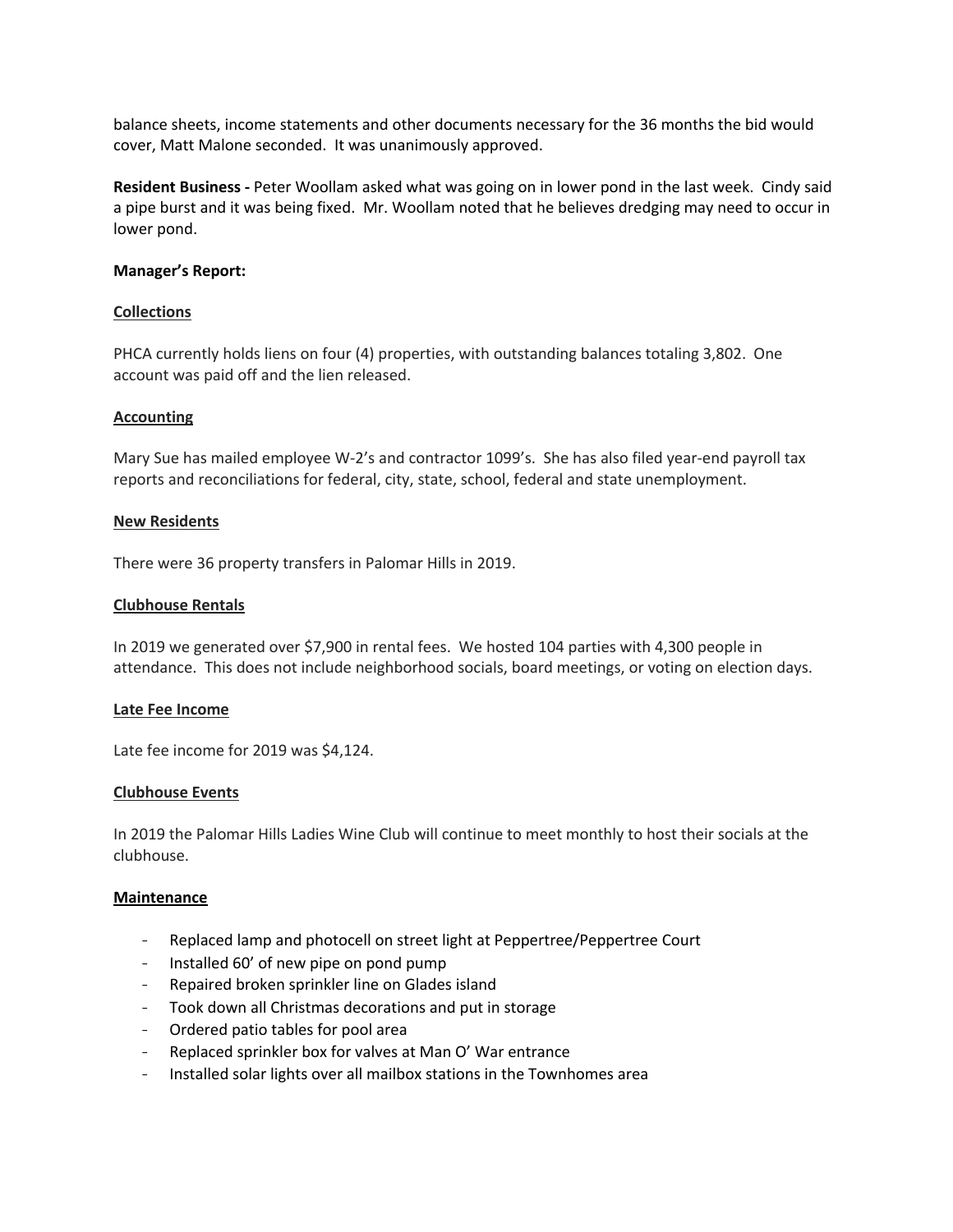balance sheets, income statements and other documents necessary for the 36 months the bid would cover, Matt Malone seconded. It was unanimously approved.

**Resident Business -** Peter Woollam asked what was going on in lower pond in the last week. Cindy said a pipe burst and it was being fixed. Mr. Woollam noted that he believes dredging may need to occur in lower pond.

**Manager's Report:**

**Collections**

PHCA currently holds liens on four (4) properties, with outstanding balances totaling 3,802. One account was paid off and the lien released.

**Accounting**

Mary Sue has mailed employee W-2's and contractor 1099's. She has also filed year-end payroll tax reports and reconciliations for federal, city, state, school, federal and state unemployment.

**New Residents**

There were 36 property transfers in Palomar Hills in 2019.

**Clubhouse Rentals**

In 2019 we generated over $7,900 in rental fees. We hosted 104 parties with 4,300 people in attendance. This does not include neighborhood socials, board meetings, or voting on election days.

**Late Fee Income**

Late fee income for 2019 was $4,124.

**Clubhouse Events**

In 2019 the Palomar Hills Ladies Wine Club will continue to meet monthly to host their socials at the clubhouse.

**Maintenance**

- Replaced lamp and photocell on street light at Peppertree/Peppertree Court
- Installed 60' of new pipe on pond pump
- Repaired broken sprinkler line on Glades island
- Took down all Christmas decorations and put in storage
- Ordered patio tables for pool area
- Replaced sprinkler box for valves at Man O' War entrance
- Installed solar lights over all mailbox stations in the Townhomes area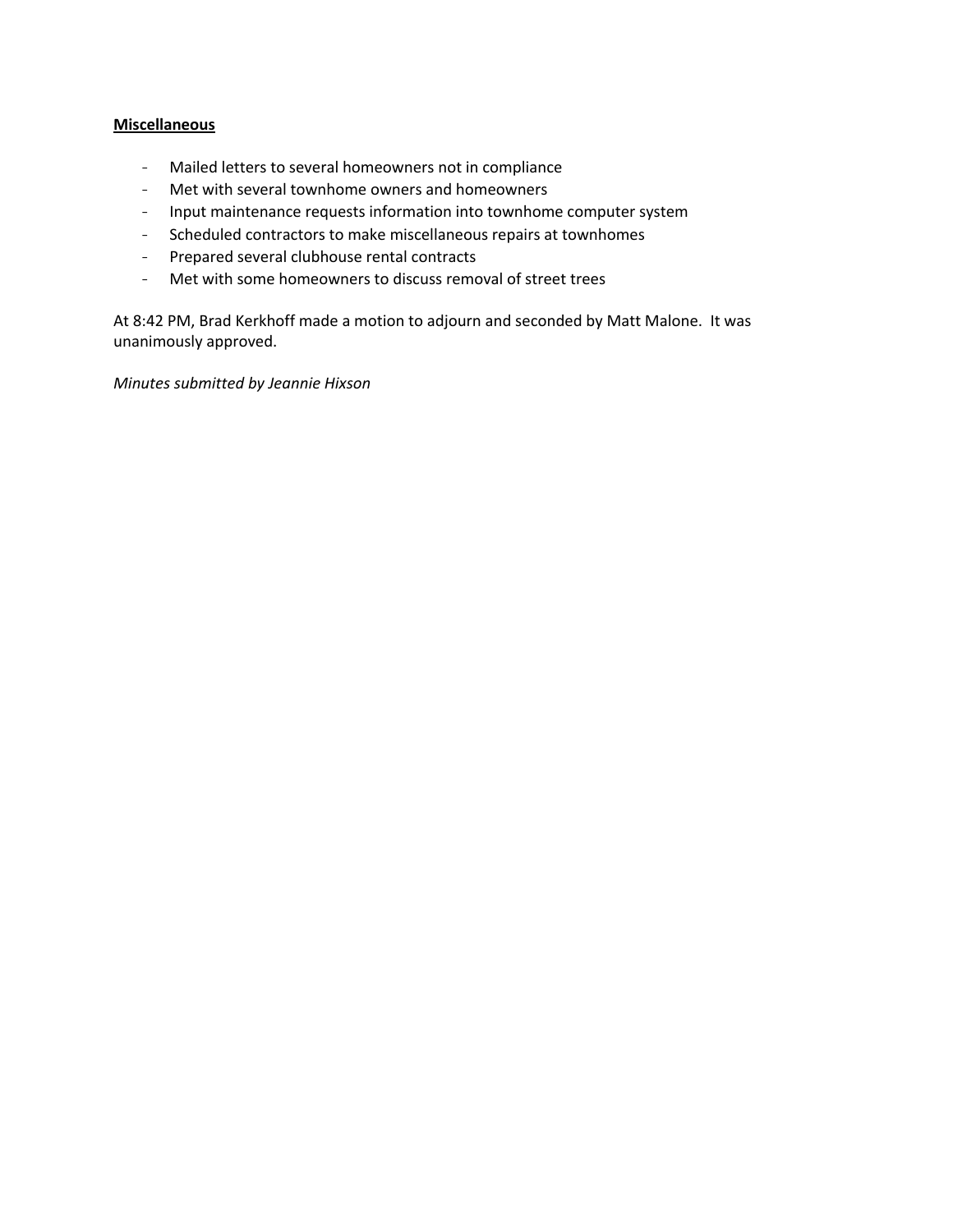**Miscellaneous**

- Mailed letters to several homeowners not in compliance
- Met with several townhome owners and homeowners
- Input maintenance requests information into townhome computer system
- Scheduled contractors to make miscellaneous repairs at townhomes
- Prepared several clubhouse rental contracts
- Met with some homeowners to discuss removal of street trees

At 8:42 PM, Brad Kerkhoff made a motion to adjourn and seconded by Matt Malone. It was unanimously approved.

*Minutes submitted by Jeannie Hixson*